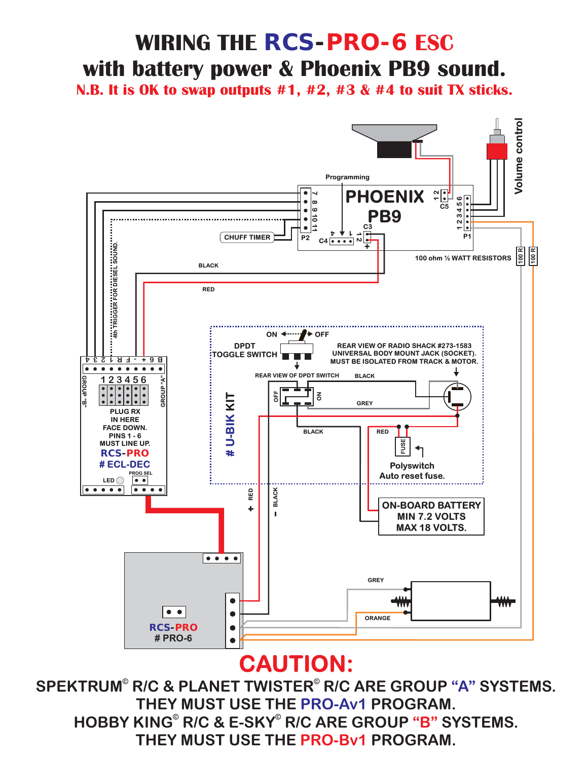# WIRING THE RCS-PRO-6 ESC with battery power & Phoenix PB9 sound.

**N.B. It is OK to swap outputs #1, #2, #3 & #4 to suit TX sticks.**

Volume control

Programming

PHOENIX PB9

C5

P2

C4

C3

P1

CHUFF TIMER

100 ohm ½ WATT RESISTORS

100 R

100 R

BLACK

RED

4th TRIGGER FOR DIESEL SOUND.

ON OFF

DPDT TOGGLE SWITCH

REAR VIEW OF RADIO SHACK #273-1583 UNIVERSAL BODY MOUNT JACK (SOCKET). MUST BE ISOLATED FROM TRACK & MOTOR.

REAR VIEW OF DPDT SWITCH

BLACK

GREY

BLACK

RED

FUSE

Polyswitch Auto reset fuse.

# U-BIK KIT

GROUP "B"

GROUP "A"

PLUG RX IN HERE FACE DOWN. PINS 1 - 6 MUST LINE UP.

RCS-PRO

# ECL-DEC

LED

PROG SEL

+ RED

– BLACK

ON-BOARD BATTERY MIN 7.2 VOLTS MAX 18 VOLTS.

GREY

ORANGE

RCS-PRO

# PRO-6

## CAUTION:

SPEKTRUM© R/C & PLANET TWISTER© R/C ARE GROUP "A" SYSTEMS.
THEY MUST USE THE PRO-Av1 PROGRAM.
HOBBY KING© R/C & E-SKY© R/C ARE GROUP "B" SYSTEMS.
THEY MUST USE THE PRO-Bv1 PROGRAM.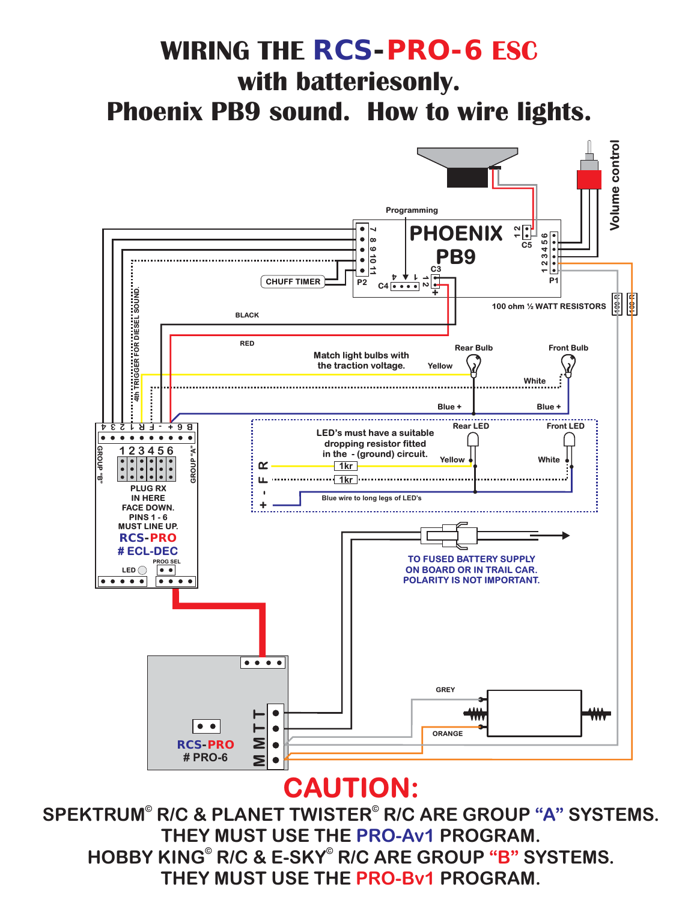# WIRING THE RCS-PRO-6 ESC

## with batteriesonly.

## Phoenix PB9 sound. How to wire lights.

Volume control

Programming

PHOENIX PB9

C5

C3

C4

P2

P1

CHUFF TIMER

100 ohm ½ WATT RESISTORS

BLACK

RED

4th TRIGGER FOR DIESEL SOUND.

Match light bulbs with the traction voltage.

Rear Bulb

Front Bulb

Yellow

White

Blue +

Blue +

LED's must have a suitable dropping resistor fitted in the - (ground) circuit.

Rear LED

Front LED

Yellow

White

1kr

1kr

Blue wire to long legs of LED's

GROUP "B"

GROUP "A"

PLUG RX IN HERE FACE DOWN. PINS 1 - 6 MUST LINE UP.

RCS-PRO

# ECL-DEC

LED

PROG SEL

TO FUSED BATTERY SUPPLY ON BOARD OR IN TRAIL CAR. POLARITY IS NOT IMPORTANT.

GREY

ORANGE

RCS-PRO

# PRO-6

# CAUTION:

SPEKTRUM© R/C & PLANET TWISTER© R/C ARE GROUP "A" SYSTEMS. THEY MUST USE THE PRO-Av1 PROGRAM.

HOBBY KING© R/C & E-SKY© R/C ARE GROUP "B" SYSTEMS. THEY MUST USE THE PRO-Bv1 PROGRAM.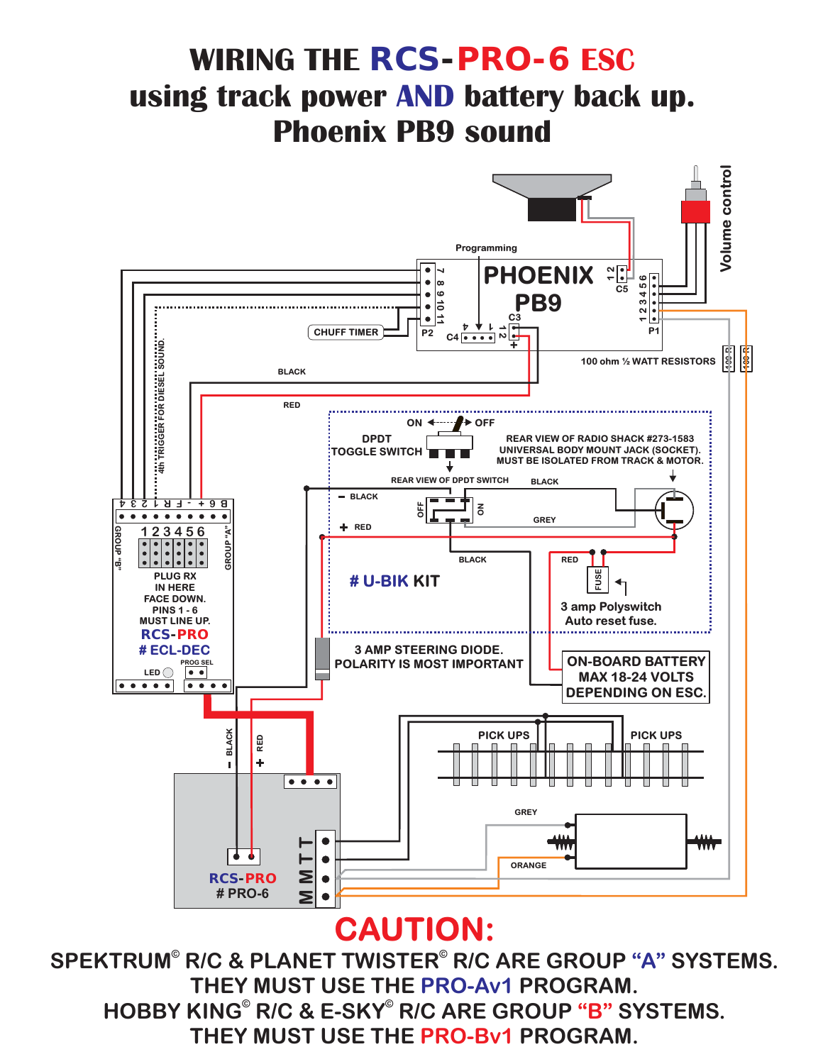# WIRING THE RCS-PRO-6 ESC using track power AND battery back up. Phoenix PB9 sound

Volume control

Programming

PHOENIX PB9

C5

P1

P2

C4

C3

CHUFF TIMER

4th TRIGGER FOR DIESEL SOUND.

BLACK

RED

100 ohm ½ WATT RESISTORS

ON OFF

DPDT TOGGLE SWITCH

REAR VIEW OF RADIO SHACK #273-1583 UNIVERSAL BODY MOUNT JACK (SOCKET). MUST BE ISOLATED FROM TRACK & MOTOR.

REAR VIEW OF DPDT SWITCH

− BLACK

+ RED

BLACK

GREY

BLACK

RED

FUSE

# U-BIK KIT

3 amp Polyswitch Auto reset fuse.

GROUP "B"

GROUP "A"

PLUG RX IN HERE FACE DOWN. PINS 1 - 6 MUST LINE UP.

RCS-PRO # ECL-DEC

LED

PROG SEL

3 AMP STEERING DIODE. POLARITY IS MOST IMPORTANT

ON-BOARD BATTERY MAX 18-24 VOLTS DEPENDING ON ESC.

− BLACK

+ RED

PICK UPS

PICK UPS

GREY

ORANGE

RCS-PRO # PRO-6

M M T T

## CAUTION:

SPEKTRUM© R/C & PLANET TWISTER© R/C ARE GROUP "A" SYSTEMS. THEY MUST USE THE PRO-Av1 PROGRAM.

HOBBY KING© R/C & E-SKY© R/C ARE GROUP "B" SYSTEMS. THEY MUST USE THE PRO-Bv1 PROGRAM.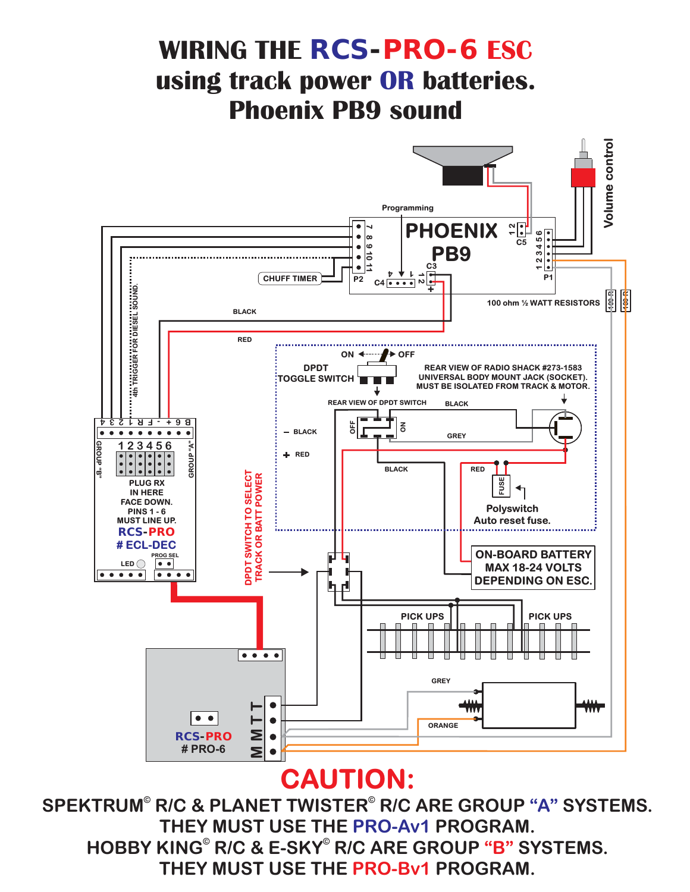# WIRING THE RCS-PRO-6 ESC using track power OR batteries. Phoenix PB9 sound

Programming

PHOENIX PB9

C5

C3

P2

C4

P1

CHUFF TIMER

4th TRIGGER FOR DIESEL SOUND.

BLACK

RED

100 ohm ½ WATT RESISTORS

Volume control

ON OFF

DPDT TOGGLE SWITCH

REAR VIEW OF RADIO SHACK #273-1583 UNIVERSAL BODY MOUNT JACK (SOCKET). MUST BE ISOLATED FROM TRACK & MOTOR.

REAR VIEW OF DPDT SWITCH

BLACK

– BLACK

+ RED

GREY

BLACK

RED

FUSE

Polyswitch Auto reset fuse.

ON-BOARD BATTERY MAX 18-24 VOLTS DEPENDING ON ESC.

DPDT SWITCH TO SELECT TRACK OR BATT POWER

GROUP "B"

GROUP "A"

PLUG RX IN HERE FACE DOWN. PINS 1 - 6 MUST LINE UP.

RCS-PRO # ECL-DEC

PROG SEL

LED

PICK UPS

PICK UPS

GREY

ORANGE

RCS-PRO # PRO-6

M M T T

## CAUTION:

**SPEKTRUM© R/C & PLANET TWISTER© R/C ARE GROUP "A" SYSTEMS. THEY MUST USE THE PRO-Av1 PROGRAM.**

**HOBBY KING© R/C & E-SKY© R/C ARE GROUP "B" SYSTEMS. THEY MUST USE THE PRO-Bv1 PROGRAM.**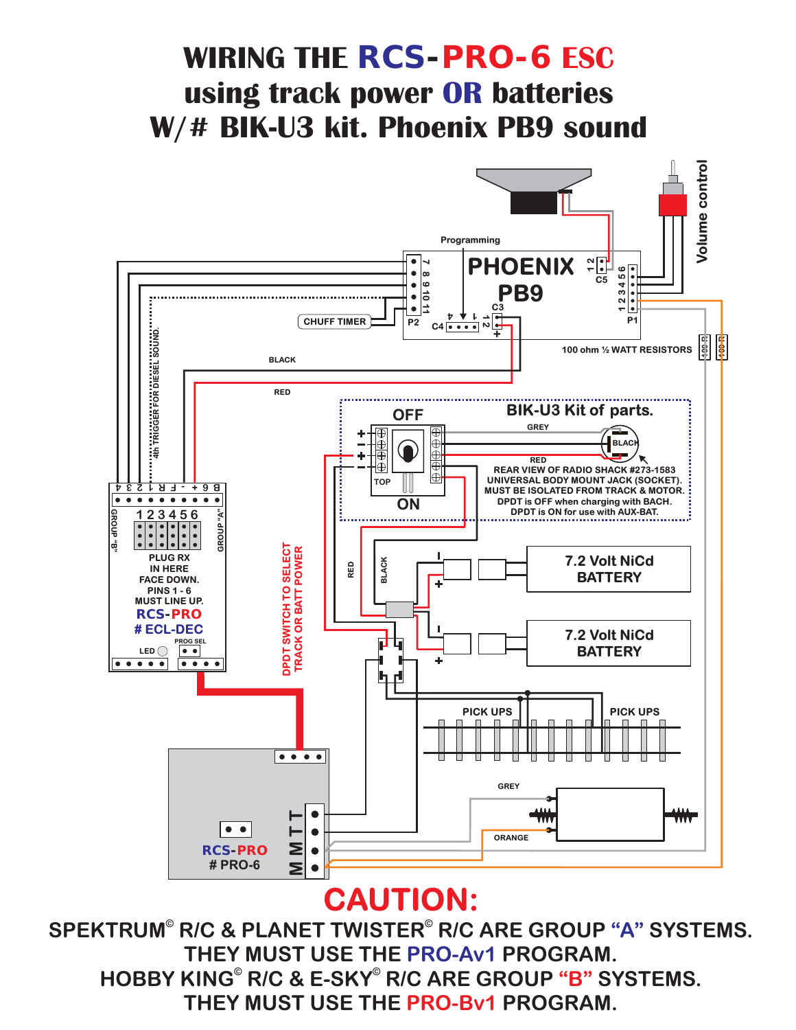# WIRING THE RCS-PRO-6 ESC using track power OR batteries W/# BIK-U3 kit. Phoenix PB9 sound

Volume control

Programming

PHOENIX PB9

7 8 9 10 11

P2

CHUFF TIMER

C4

4 1

C3

1 2

C5

1 2

1 2 3 4 5 6

P1

100 ohm ½ WATT RESISTORS

100 R

100 R

BLACK

RED

4th TRIGGER FOR DIESEL SOUND.

BIK-U3 Kit of parts.

OFF

TOP

ON

GREY

BLACK

RED

REAR VIEW OF RADIO SHACK #273-1583 UNIVERSAL BODY MOUNT JACK (SOCKET). MUST BE ISOLATED FROM TRACK & MOTOR. DPDT is OFF when charging with BACH. DPDT is ON for use with AUX-BAT.

4 3 2 1 R F - + 6 B

GROUP "B"

1 2 3 4 5 6

GROUP "A"

PLUG RX IN HERE FACE DOWN. PINS 1 - 6 MUST LINE UP.

RCS-PRO
# ECL-DEC

PROG SEL

LED

DPDT SWITCH TO SELECT TRACK OR BATT POWER

RED

BLACK

7.2 Volt NiCd BATTERY

7.2 Volt NiCd BATTERY

PICK UPS

PICK UPS

GREY

ORANGE

RCS-PRO
# PRO-6

M M T T

## CAUTION:

SPEKTRUM© R/C & PLANET TWISTER© R/C ARE GROUP "A" SYSTEMS. THEY MUST USE THE PRO-Av1 PROGRAM.

HOBBY KING© R/C & E-SKY© R/C ARE GROUP "B" SYSTEMS. THEY MUST USE THE PRO-Bv1 PROGRAM.